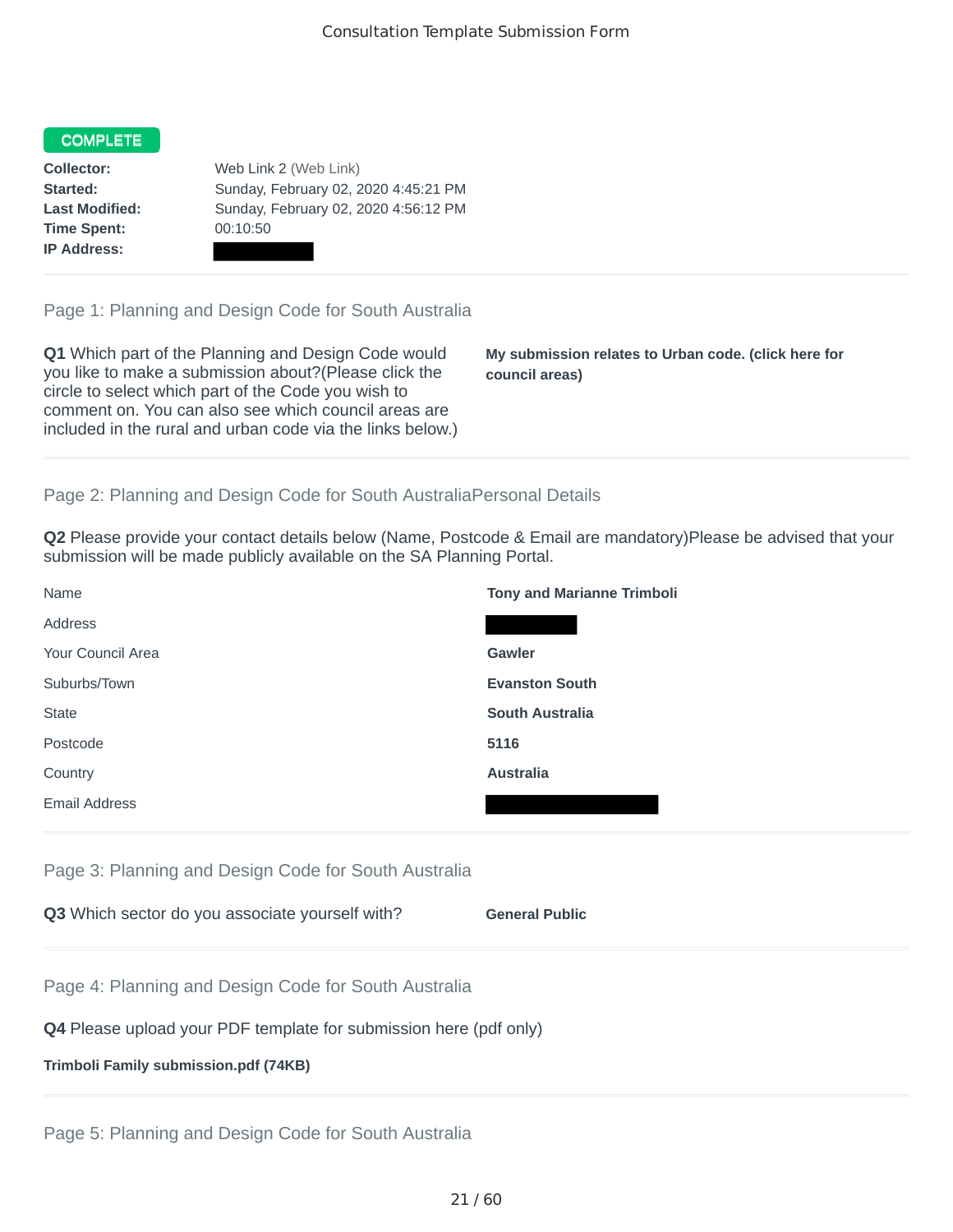Consultation Template Submission Form

**COMPLETE**

| | |
|---|---|
| **Collector:** | Web Link 2 (Web Link) |
| **Started:** | Sunday, February 02, 2020 4:45:21 PM |
| **Last Modified:** | Sunday, February 02, 2020 4:56:12 PM |
| **Time Spent:** | 00:10:50 |
| **IP Address:** | |

## Page 1: Planning and Design Code for South Australia

**Q1** Which part of the Planning and Design Code would you like to make a submission about?(Please click the circle to select which part of the Code you wish to comment on. You can also see which council areas are included in the rural and urban code via the links below.)

**My submission relates to Urban code. (click here for council areas)**

## Page 2: Planning and Design Code for South AustraliaPersonal Details

**Q2** Please provide your contact details below (Name, Postcode & Email are mandatory)Please be advised that your submission will be made publicly available on the SA Planning Portal.

| | |
|---|---|
| Name | **Tony and Marianne Trimboli** |
| Address | |
| Your Council Area | **Gawler** |
| Suburbs/Town | **Evanston South** |
| State | **South Australia** |
| Postcode | **5116** |
| Country | **Australia** |
| Email Address | |

## Page 3: Planning and Design Code for South Australia

**Q3** Which sector do you associate yourself with?

**General Public**

## Page 4: Planning and Design Code for South Australia

**Q4** Please upload your PDF template for submission here (pdf only)

**Trimboli Family submission.pdf (74KB)**

## Page 5: Planning and Design Code for South Australia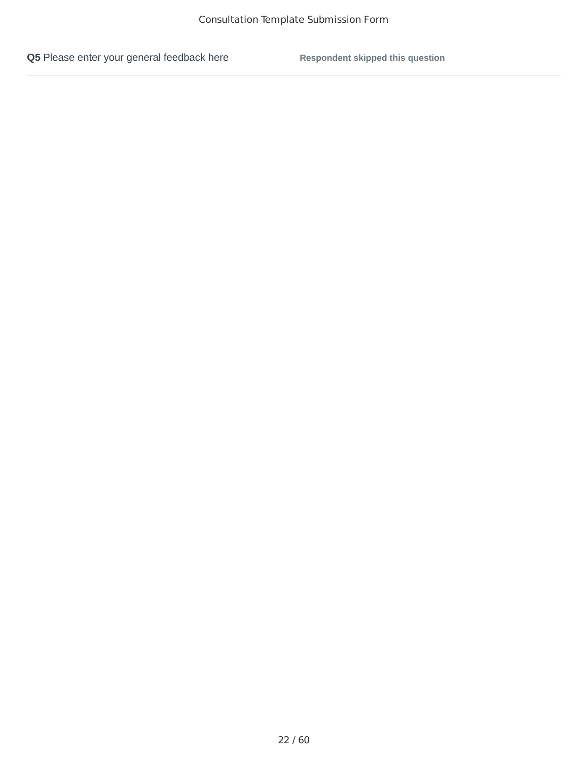**Q5** Please enter your general feedback here

**Respondent skipped this question**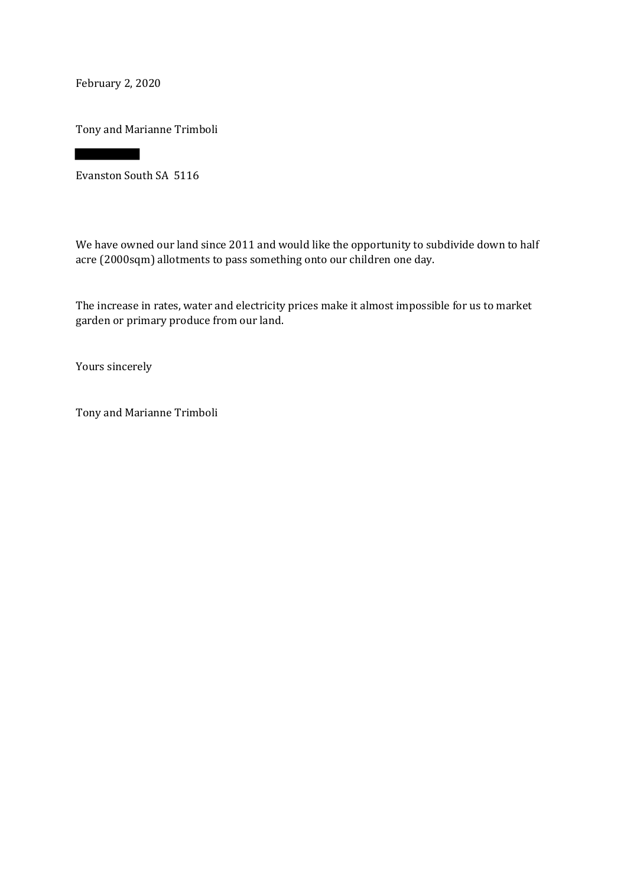February 2, 2020

Tony and Marianne Trimboli

Evanston South SA 5116

We have owned our land since 2011 and would like the opportunity to subdivide down to half acre (2000sqm) allotments to pass something onto our children one day.

The increase in rates, water and electricity prices make it almost impossible for us to market garden or primary produce from our land.

Yours sincerely

Tony and Marianne Trimboli